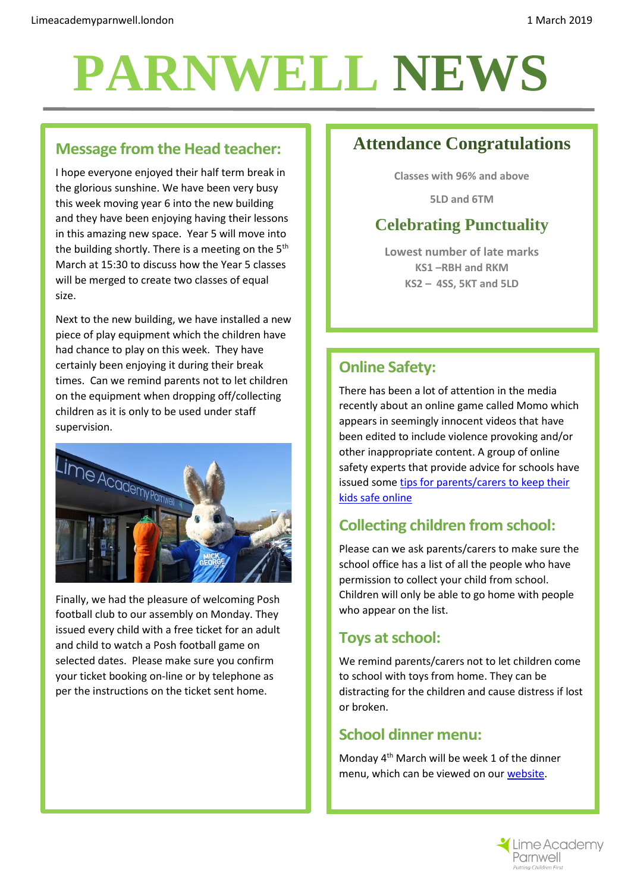Limeacademyparnwell.london 1 March 2019

# PARNWELL NEWS

## Message from the Head teacher:

I hope everyone enjoyed their half term break in the glorious sunshine. We have been very busy this week moving year 6 into the new building and they have been enjoying having their lessons in this amazing new space. Year 5 will move into the building shortly. There is a meeting on the 5th March at 15:30 to discuss how the Year 5 classes will be merged to create two classes of equal size.

Next to the new building, we have installed a new piece of play equipment which the children have had chance to play on this week. They have certainly been enjoying it during their break times. Can we remind parents not to let children on the equipment when dropping off/collecting children as it is only to be used under staff supervision.

Finally, we had the pleasure of welcoming Posh football club to our assembly on Monday. They issued every child with a free ticket for an adult and child to watch a Posh football game on selected dates. Please make sure you confirm your ticket booking on-line or by telephone as per the instructions on the ticket sent home.

## Attendance Congratulations

**Classes with 96% and above**

**5LD and 6TM**

## Celebrating Punctuality

**Lowest number of late marks**

**KS1 –RBH and RKM**

**KS2 – 4SS, 5KT and 5LD**

## Online Safety:

There has been a lot of attention in the media recently about an online game called Momo which appears in seemingly innocent videos that have been edited to include violence provoking and/or other inappropriate content. A group of online safety experts that provide advice for schools have issued some [tips for parents/carers to keep their kids safe online]()

## Collecting children from school:

Please can we ask parents/carers to make sure the school office has a list of all the people who have permission to collect your child from school. Children will only be able to go home with people who appear on the list.

## Toys at school:

We remind parents/carers not to let children come to school with toys from home. They can be distracting for the children and cause distress if lost or broken.

## School dinner menu:

Monday 4th March will be week 1 of the dinner menu, which can be viewed on our [website]().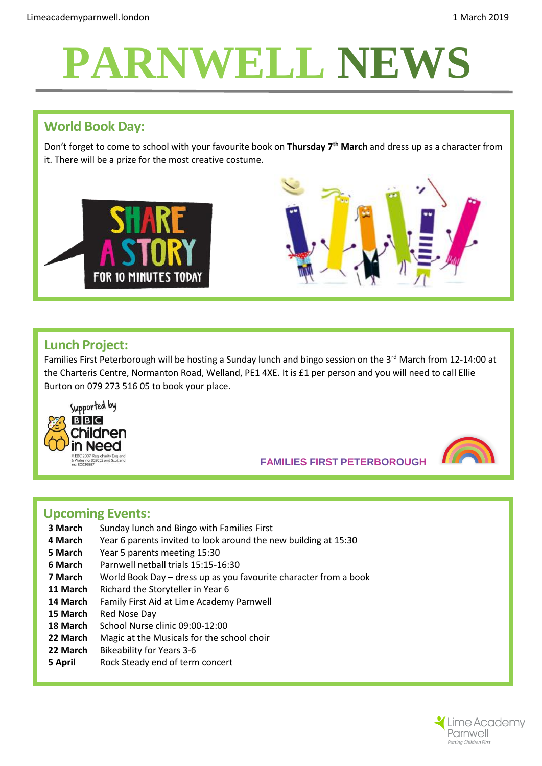# PARNWELL NEWS

## World Book Day:

Don't forget to come to school with your favourite book on **Thursday 7th March** and dress up as a character from it. There will be a prize for the most creative costume.

SHARE A STORY FOR 10 MINUTES TODAY

## Lunch Project:

Families First Peterborough will be hosting a Sunday lunch and bingo session on the 3rd March from 12-14:00 at the Charteris Centre, Normanton Road, Welland, PE1 4XE. It is £1 per person and you will need to call Ellie Burton on 079 273 516 05 to book your place.

Supported by BBC Children in Need

© BBC 2007 Reg charity England & Wales no. 802052 and Scotland no. SC039557

FAMILIES FIRST PETERBOROUGH

## Upcoming Events:

| | |
|---|---|
| **3 March** | Sunday lunch and Bingo with Families First |
| **4 March** | Year 6 parents invited to look around the new building at 15:30 |
| **5 March** | Year 5 parents meeting 15:30 |
| **6 March** | Parnwell netball trials 15:15-16:30 |
| **7 March** | World Book Day – dress up as you favourite character from a book |
| **11 March** | Richard the Storyteller in Year 6 |
| **14 March** | Family First Aid at Lime Academy Parnwell |
| **15 March** | Red Nose Day |
| **18 March** | School Nurse clinic 09:00-12:00 |
| **22 March** | Magic at the Musicals for the school choir |
| **22 March** | Bikeability for Years 3-6 |
| **5 April** | Rock Steady end of term concert |

Lime Academy Parnwell
Putting Children First